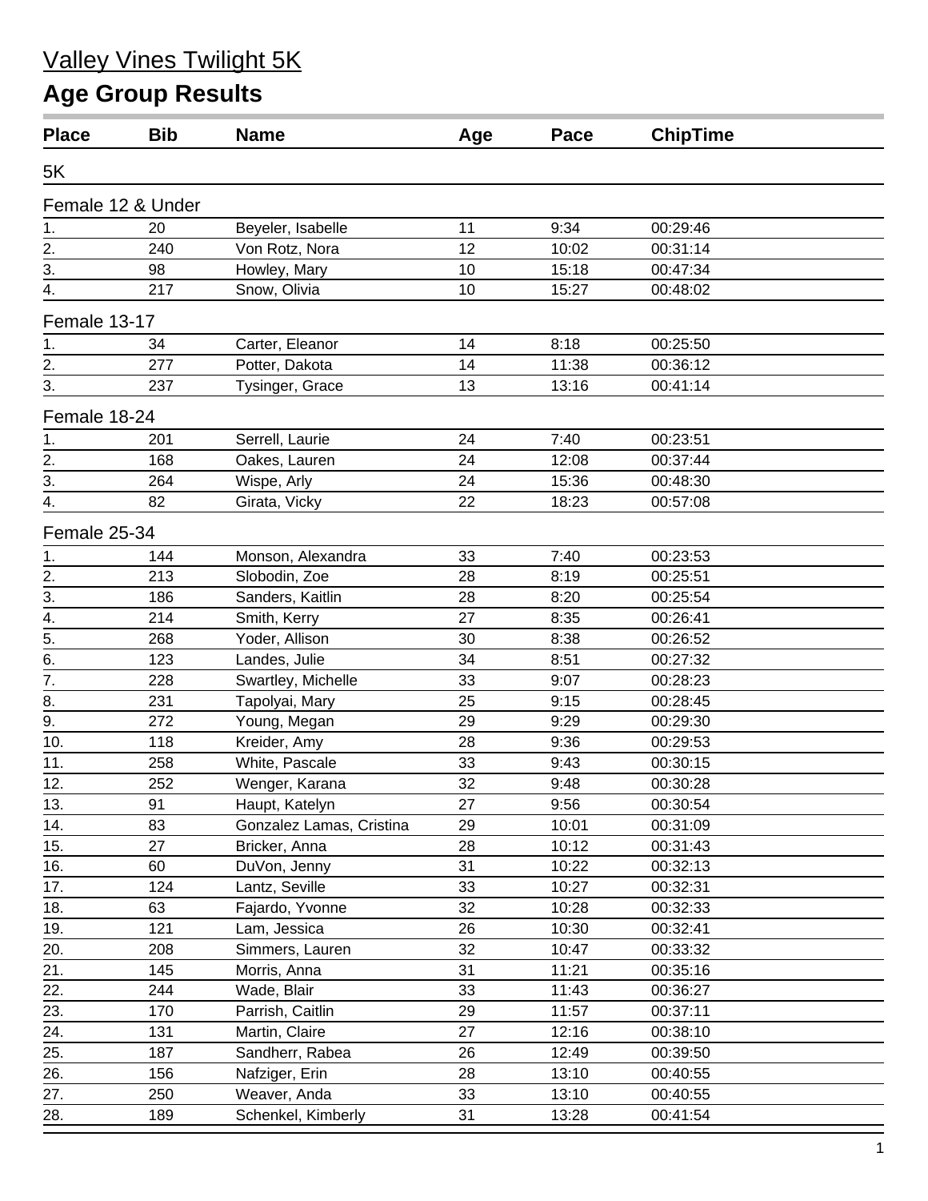# Valley Vines Twilight 5K

## Age Group Results

| Place | Bib | Name | Age | Pace | ChipTime |
|---|---|---|---|---|---|
| **5K** | | | | | |
| **Female 12 & Under** | | | | | |
| 1. | 20 | Beyeler, Isabelle | 11 | 9:34 | 00:29:46 |
| 2. | 240 | Von Rotz, Nora | 12 | 10:02 | 00:31:14 |
| 3. | 98 | Howley, Mary | 10 | 15:18 | 00:47:34 |
| 4. | 217 | Snow, Olivia | 10 | 15:27 | 00:48:02 |
| **Female 13-17** | | | | | |
| 1. | 34 | Carter, Eleanor | 14 | 8:18 | 00:25:50 |
| 2. | 277 | Potter, Dakota | 14 | 11:38 | 00:36:12 |
| 3. | 237 | Tysinger, Grace | 13 | 13:16 | 00:41:14 |
| **Female 18-24** | | | | | |
| 1. | 201 | Serrell, Laurie | 24 | 7:40 | 00:23:51 |
| 2. | 168 | Oakes, Lauren | 24 | 12:08 | 00:37:44 |
| 3. | 264 | Wispe, Arly | 24 | 15:36 | 00:48:30 |
| 4. | 82 | Girata, Vicky | 22 | 18:23 | 00:57:08 |
| **Female 25-34** | | | | | |
| 1. | 144 | Monson, Alexandra | 33 | 7:40 | 00:23:53 |
| 2. | 213 | Slobodin, Zoe | 28 | 8:19 | 00:25:51 |
| 3. | 186 | Sanders, Kaitlin | 28 | 8:20 | 00:25:54 |
| 4. | 214 | Smith, Kerry | 27 | 8:35 | 00:26:41 |
| 5. | 268 | Yoder, Allison | 30 | 8:38 | 00:26:52 |
| 6. | 123 | Landes, Julie | 34 | 8:51 | 00:27:32 |
| 7. | 228 | Swartley, Michelle | 33 | 9:07 | 00:28:23 |
| 8. | 231 | Tapolyai, Mary | 25 | 9:15 | 00:28:45 |
| 9. | 272 | Young, Megan | 29 | 9:29 | 00:29:30 |
| 10. | 118 | Kreider, Amy | 28 | 9:36 | 00:29:53 |
| 11. | 258 | White, Pascale | 33 | 9:43 | 00:30:15 |
| 12. | 252 | Wenger, Karana | 32 | 9:48 | 00:30:28 |
| 13. | 91 | Haupt, Katelyn | 27 | 9:56 | 00:30:54 |
| 14. | 83 | Gonzalez Lamas, Cristina | 29 | 10:01 | 00:31:09 |
| 15. | 27 | Bricker, Anna | 28 | 10:12 | 00:31:43 |
| 16. | 60 | DuVon, Jenny | 31 | 10:22 | 00:32:13 |
| 17. | 124 | Lantz, Seville | 33 | 10:27 | 00:32:31 |
| 18. | 63 | Fajardo, Yvonne | 32 | 10:28 | 00:32:33 |
| 19. | 121 | Lam, Jessica | 26 | 10:30 | 00:32:41 |
| 20. | 208 | Simmers, Lauren | 32 | 10:47 | 00:33:32 |
| 21. | 145 | Morris, Anna | 31 | 11:21 | 00:35:16 |
| 22. | 244 | Wade, Blair | 33 | 11:43 | 00:36:27 |
| 23. | 170 | Parrish, Caitlin | 29 | 11:57 | 00:37:11 |
| 24. | 131 | Martin, Claire | 27 | 12:16 | 00:38:10 |
| 25. | 187 | Sandherr, Rabea | 26 | 12:49 | 00:39:50 |
| 26. | 156 | Nafziger, Erin | 28 | 13:10 | 00:40:55 |
| 27. | 250 | Weaver, Anda | 33 | 13:10 | 00:40:55 |
| 28. | 189 | Schenkel, Kimberly | 31 | 13:28 | 00:41:54 |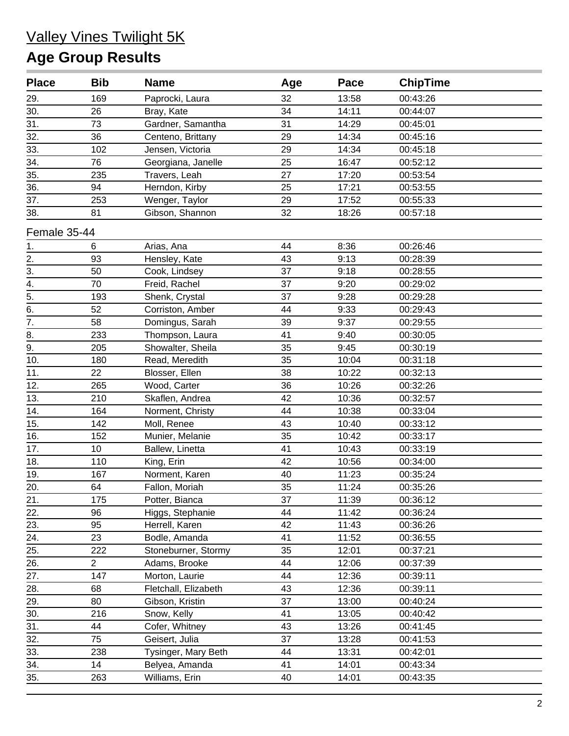# Valley Vines Twilight 5K

## Age Group Results

| Place | Bib | Name | Age | Pace | ChipTime |
|---|---|---|---|---|---|
| 29. | 169 | Paprocki, Laura | 32 | 13:58 | 00:43:26 |
| 30. | 26 | Bray, Kate | 34 | 14:11 | 00:44:07 |
| 31. | 73 | Gardner, Samantha | 31 | 14:29 | 00:45:01 |
| 32. | 36 | Centeno, Brittany | 29 | 14:34 | 00:45:16 |
| 33. | 102 | Jensen, Victoria | 29 | 14:34 | 00:45:18 |
| 34. | 76 | Georgiana, Janelle | 25 | 16:47 | 00:52:12 |
| 35. | 235 | Travers, Leah | 27 | 17:20 | 00:53:54 |
| 36. | 94 | Herndon, Kirby | 25 | 17:21 | 00:53:55 |
| 37. | 253 | Wenger, Taylor | 29 | 17:52 | 00:55:33 |
| 38. | 81 | Gibson, Shannon | 32 | 18:26 | 00:57:18 |

Female 35-44

| Place | Bib | Name | Age | Pace | ChipTime |
|---|---|---|---|---|---|
| 1. | 6 | Arias, Ana | 44 | 8:36 | 00:26:46 |
| 2. | 93 | Hensley, Kate | 43 | 9:13 | 00:28:39 |
| 3. | 50 | Cook, Lindsey | 37 | 9:18 | 00:28:55 |
| 4. | 70 | Freid, Rachel | 37 | 9:20 | 00:29:02 |
| 5. | 193 | Shenk, Crystal | 37 | 9:28 | 00:29:28 |
| 6. | 52 | Corriston, Amber | 44 | 9:33 | 00:29:43 |
| 7. | 58 | Domingus, Sarah | 39 | 9:37 | 00:29:55 |
| 8. | 233 | Thompson, Laura | 41 | 9:40 | 00:30:05 |
| 9. | 205 | Showalter, Sheila | 35 | 9:45 | 00:30:19 |
| 10. | 180 | Read, Meredith | 35 | 10:04 | 00:31:18 |
| 11. | 22 | Blosser, Ellen | 38 | 10:22 | 00:32:13 |
| 12. | 265 | Wood, Carter | 36 | 10:26 | 00:32:26 |
| 13. | 210 | Skaflen, Andrea | 42 | 10:36 | 00:32:57 |
| 14. | 164 | Norment, Christy | 44 | 10:38 | 00:33:04 |
| 15. | 142 | Moll, Renee | 43 | 10:40 | 00:33:12 |
| 16. | 152 | Munier, Melanie | 35 | 10:42 | 00:33:17 |
| 17. | 10 | Ballew, Linetta | 41 | 10:43 | 00:33:19 |
| 18. | 110 | King, Erin | 42 | 10:56 | 00:34:00 |
| 19. | 167 | Norment, Karen | 40 | 11:23 | 00:35:24 |
| 20. | 64 | Fallon, Moriah | 35 | 11:24 | 00:35:26 |
| 21. | 175 | Potter, Bianca | 37 | 11:39 | 00:36:12 |
| 22. | 96 | Higgs, Stephanie | 44 | 11:42 | 00:36:24 |
| 23. | 95 | Herrell, Karen | 42 | 11:43 | 00:36:26 |
| 24. | 23 | Bodle, Amanda | 41 | 11:52 | 00:36:55 |
| 25. | 222 | Stoneburner, Stormy | 35 | 12:01 | 00:37:21 |
| 26. | 2 | Adams, Brooke | 44 | 12:06 | 00:37:39 |
| 27. | 147 | Morton, Laurie | 44 | 12:36 | 00:39:11 |
| 28. | 68 | Fletchall, Elizabeth | 43 | 12:36 | 00:39:11 |
| 29. | 80 | Gibson, Kristin | 37 | 13:00 | 00:40:24 |
| 30. | 216 | Snow, Kelly | 41 | 13:05 | 00:40:42 |
| 31. | 44 | Cofer, Whitney | 43 | 13:26 | 00:41:45 |
| 32. | 75 | Geisert, Julia | 37 | 13:28 | 00:41:53 |
| 33. | 238 | Tysinger, Mary Beth | 44 | 13:31 | 00:42:01 |
| 34. | 14 | Belyea, Amanda | 41 | 14:01 | 00:43:34 |
| 35. | 263 | Williams, Erin | 40 | 14:01 | 00:43:35 |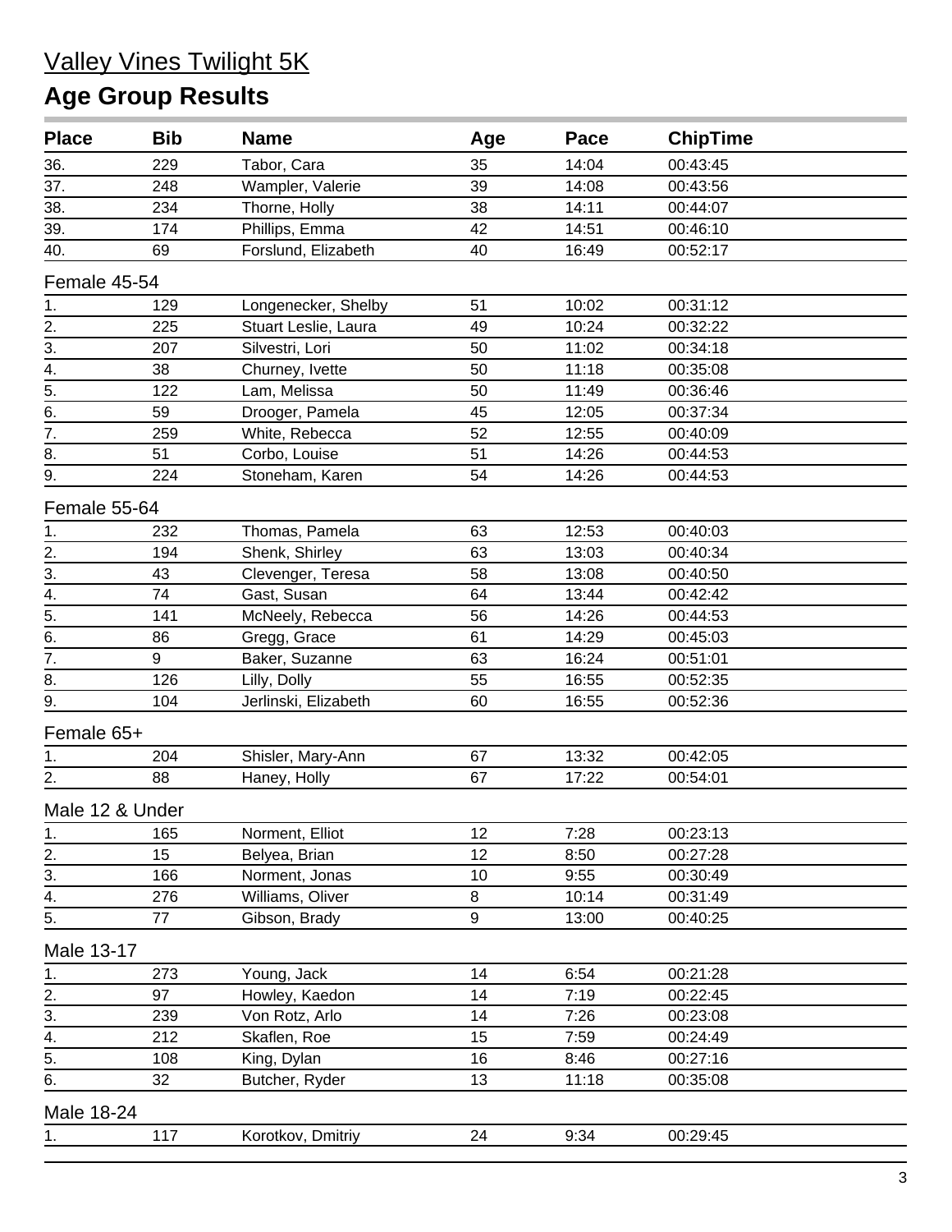# Valley Vines Twilight 5K

## Age Group Results

| Place | Bib | Name | Age | Pace | ChipTime |
|---|---|---|---|---|---|
| 36. | 229 | Tabor, Cara | 35 | 14:04 | 00:43:45 |
| 37. | 248 | Wampler, Valerie | 39 | 14:08 | 00:43:56 |
| 38. | 234 | Thorne, Holly | 38 | 14:11 | 00:44:07 |
| 39. | 174 | Phillips, Emma | 42 | 14:51 | 00:46:10 |
| 40. | 69 | Forslund, Elizabeth | 40 | 16:49 | 00:52:17 |

### Female 45-54

| Place | Bib | Name | Age | Pace | ChipTime |
|---|---|---|---|---|---|
| 1. | 129 | Longenecker, Shelby | 51 | 10:02 | 00:31:12 |
| 2. | 225 | Stuart Leslie, Laura | 49 | 10:24 | 00:32:22 |
| 3. | 207 | Silvestri, Lori | 50 | 11:02 | 00:34:18 |
| 4. | 38 | Churney, Ivette | 50 | 11:18 | 00:35:08 |
| 5. | 122 | Lam, Melissa | 50 | 11:49 | 00:36:46 |
| 6. | 59 | Drooger, Pamela | 45 | 12:05 | 00:37:34 |
| 7. | 259 | White, Rebecca | 52 | 12:55 | 00:40:09 |
| 8. | 51 | Corbo, Louise | 51 | 14:26 | 00:44:53 |
| 9. | 224 | Stoneham, Karen | 54 | 14:26 | 00:44:53 |

### Female 55-64

| Place | Bib | Name | Age | Pace | ChipTime |
|---|---|---|---|---|---|
| 1. | 232 | Thomas, Pamela | 63 | 12:53 | 00:40:03 |
| 2. | 194 | Shenk, Shirley | 63 | 13:03 | 00:40:34 |
| 3. | 43 | Clevenger, Teresa | 58 | 13:08 | 00:40:50 |
| 4. | 74 | Gast, Susan | 64 | 13:44 | 00:42:42 |
| 5. | 141 | McNeely, Rebecca | 56 | 14:26 | 00:44:53 |
| 6. | 86 | Gregg, Grace | 61 | 14:29 | 00:45:03 |
| 7. | 9 | Baker, Suzanne | 63 | 16:24 | 00:51:01 |
| 8. | 126 | Lilly, Dolly | 55 | 16:55 | 00:52:35 |
| 9. | 104 | Jerlinski, Elizabeth | 60 | 16:55 | 00:52:36 |

### Female 65+

| Place | Bib | Name | Age | Pace | ChipTime |
|---|---|---|---|---|---|
| 1. | 204 | Shisler, Mary-Ann | 67 | 13:32 | 00:42:05 |
| 2. | 88 | Haney, Holly | 67 | 17:22 | 00:54:01 |

### Male 12 & Under

| Place | Bib | Name | Age | Pace | ChipTime |
|---|---|---|---|---|---|
| 1. | 165 | Norment, Elliot | 12 | 7:28 | 00:23:13 |
| 2. | 15 | Belyea, Brian | 12 | 8:50 | 00:27:28 |
| 3. | 166 | Norment, Jonas | 10 | 9:55 | 00:30:49 |
| 4. | 276 | Williams, Oliver | 8 | 10:14 | 00:31:49 |
| 5. | 77 | Gibson, Brady | 9 | 13:00 | 00:40:25 |

### Male 13-17

| Place | Bib | Name | Age | Pace | ChipTime |
|---|---|---|---|---|---|
| 1. | 273 | Young, Jack | 14 | 6:54 | 00:21:28 |
| 2. | 97 | Howley, Kaedon | 14 | 7:19 | 00:22:45 |
| 3. | 239 | Von Rotz, Arlo | 14 | 7:26 | 00:23:08 |
| 4. | 212 | Skaflen, Roe | 15 | 7:59 | 00:24:49 |
| 5. | 108 | King, Dylan | 16 | 8:46 | 00:27:16 |
| 6. | 32 | Butcher, Ryder | 13 | 11:18 | 00:35:08 |

### Male 18-24

| Place | Bib | Name | Age | Pace | ChipTime |
|---|---|---|---|---|---|
| 1. | 117 | Korotkov, Dmitriy | 24 | 9:34 | 00:29:45 |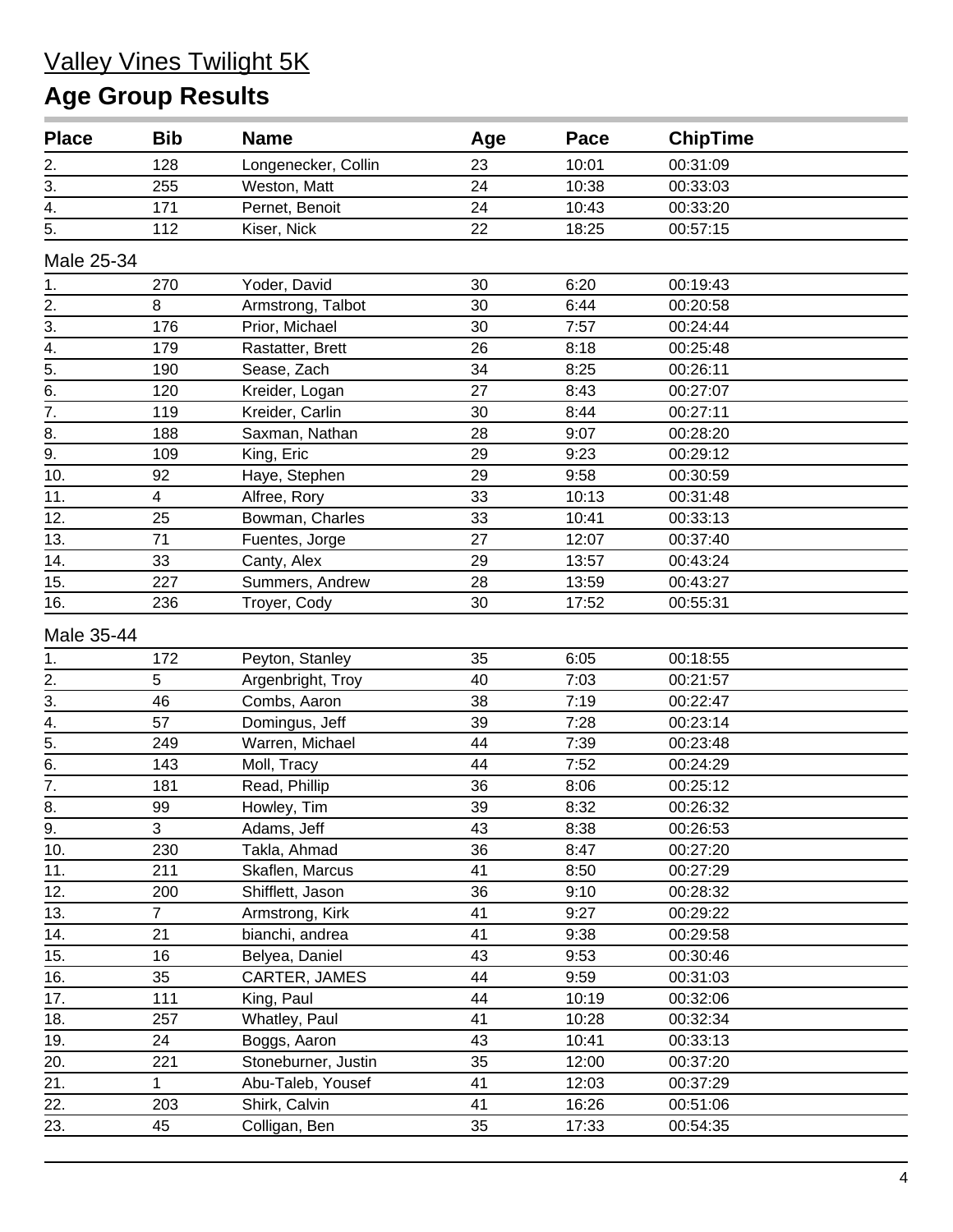# Valley Vines Twilight 5K

## Age Group Results

| Place | Bib | Name | Age | Pace | ChipTime |
|---|---|---|---|---|---|
| 2. | 128 | Longenecker, Collin | 23 | 10:01 | 00:31:09 |
| 3. | 255 | Weston, Matt | 24 | 10:38 | 00:33:03 |
| 4. | 171 | Pernet, Benoit | 24 | 10:43 | 00:33:20 |
| 5. | 112 | Kiser, Nick | 22 | 18:25 | 00:57:15 |

Male 25-34

| Place | Bib | Name | Age | Pace | ChipTime |
|---|---|---|---|---|---|
| 1. | 270 | Yoder, David | 30 | 6:20 | 00:19:43 |
| 2. | 8 | Armstrong, Talbot | 30 | 6:44 | 00:20:58 |
| 3. | 176 | Prior, Michael | 30 | 7:57 | 00:24:44 |
| 4. | 179 | Rastatter, Brett | 26 | 8:18 | 00:25:48 |
| 5. | 190 | Sease, Zach | 34 | 8:25 | 00:26:11 |
| 6. | 120 | Kreider, Logan | 27 | 8:43 | 00:27:07 |
| 7. | 119 | Kreider, Carlin | 30 | 8:44 | 00:27:11 |
| 8. | 188 | Saxman, Nathan | 28 | 9:07 | 00:28:20 |
| 9. | 109 | King, Eric | 29 | 9:23 | 00:29:12 |
| 10. | 92 | Haye, Stephen | 29 | 9:58 | 00:30:59 |
| 11. | 4 | Alfree, Rory | 33 | 10:13 | 00:31:48 |
| 12. | 25 | Bowman, Charles | 33 | 10:41 | 00:33:13 |
| 13. | 71 | Fuentes, Jorge | 27 | 12:07 | 00:37:40 |
| 14. | 33 | Canty, Alex | 29 | 13:57 | 00:43:24 |
| 15. | 227 | Summers, Andrew | 28 | 13:59 | 00:43:27 |
| 16. | 236 | Troyer, Cody | 30 | 17:52 | 00:55:31 |

Male 35-44

| Place | Bib | Name | Age | Pace | ChipTime |
|---|---|---|---|---|---|
| 1. | 172 | Peyton, Stanley | 35 | 6:05 | 00:18:55 |
| 2. | 5 | Argenbright, Troy | 40 | 7:03 | 00:21:57 |
| 3. | 46 | Combs, Aaron | 38 | 7:19 | 00:22:47 |
| 4. | 57 | Domingus, Jeff | 39 | 7:28 | 00:23:14 |
| 5. | 249 | Warren, Michael | 44 | 7:39 | 00:23:48 |
| 6. | 143 | Moll, Tracy | 44 | 7:52 | 00:24:29 |
| 7. | 181 | Read, Phillip | 36 | 8:06 | 00:25:12 |
| 8. | 99 | Howley, Tim | 39 | 8:32 | 00:26:32 |
| 9. | 3 | Adams, Jeff | 43 | 8:38 | 00:26:53 |
| 10. | 230 | Takla, Ahmad | 36 | 8:47 | 00:27:20 |
| 11. | 211 | Skaflen, Marcus | 41 | 8:50 | 00:27:29 |
| 12. | 200 | Shifflett, Jason | 36 | 9:10 | 00:28:32 |
| 13. | 7 | Armstrong, Kirk | 41 | 9:27 | 00:29:22 |
| 14. | 21 | bianchi, andrea | 41 | 9:38 | 00:29:58 |
| 15. | 16 | Belyea, Daniel | 43 | 9:53 | 00:30:46 |
| 16. | 35 | CARTER, JAMES | 44 | 9:59 | 00:31:03 |
| 17. | 111 | King, Paul | 44 | 10:19 | 00:32:06 |
| 18. | 257 | Whatley, Paul | 41 | 10:28 | 00:32:34 |
| 19. | 24 | Boggs, Aaron | 43 | 10:41 | 00:33:13 |
| 20. | 221 | Stoneburner, Justin | 35 | 12:00 | 00:37:20 |
| 21. | 1 | Abu-Taleb, Yousef | 41 | 12:03 | 00:37:29 |
| 22. | 203 | Shirk, Calvin | 41 | 16:26 | 00:51:06 |
| 23. | 45 | Colligan, Ben | 35 | 17:33 | 00:54:35 |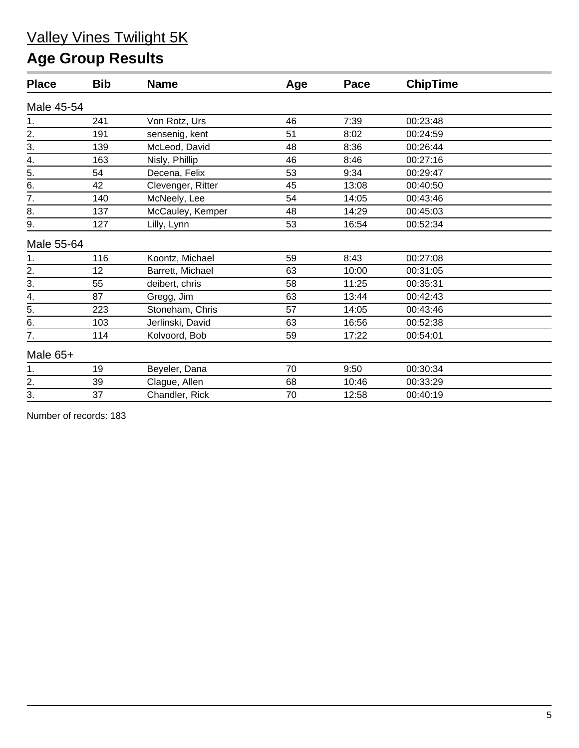# Valley Vines Twilight 5K

## Age Group Results

| Place | Bib | Name | Age | Pace | ChipTime |
|---|---|---|---|---|---|
| **Male 45-54** | | | | | |
| 1. | 241 | Von Rotz, Urs | 46 | 7:39 | 00:23:48 |
| 2. | 191 | sensenig, kent | 51 | 8:02 | 00:24:59 |
| 3. | 139 | McLeod, David | 48 | 8:36 | 00:26:44 |
| 4. | 163 | Nisly, Phillip | 46 | 8:46 | 00:27:16 |
| 5. | 54 | Decena, Felix | 53 | 9:34 | 00:29:47 |
| 6. | 42 | Clevenger, Ritter | 45 | 13:08 | 00:40:50 |
| 7. | 140 | McNeely, Lee | 54 | 14:05 | 00:43:46 |
| 8. | 137 | McCauley, Kemper | 48 | 14:29 | 00:45:03 |
| 9. | 127 | Lilly, Lynn | 53 | 16:54 | 00:52:34 |
| **Male 55-64** | | | | | |
| 1. | 116 | Koontz, Michael | 59 | 8:43 | 00:27:08 |
| 2. | 12 | Barrett, Michael | 63 | 10:00 | 00:31:05 |
| 3. | 55 | deibert, chris | 58 | 11:25 | 00:35:31 |
| 4. | 87 | Gregg, Jim | 63 | 13:44 | 00:42:43 |
| 5. | 223 | Stoneham, Chris | 57 | 14:05 | 00:43:46 |
| 6. | 103 | Jerlinski, David | 63 | 16:56 | 00:52:38 |
| 7. | 114 | Kolvoord, Bob | 59 | 17:22 | 00:54:01 |
| **Male 65+** | | | | | |
| 1. | 19 | Beyeler, Dana | 70 | 9:50 | 00:30:34 |
| 2. | 39 | Clague, Allen | 68 | 10:46 | 00:33:29 |
| 3. | 37 | Chandler, Rick | 70 | 12:58 | 00:40:19 |

Number of records: 183